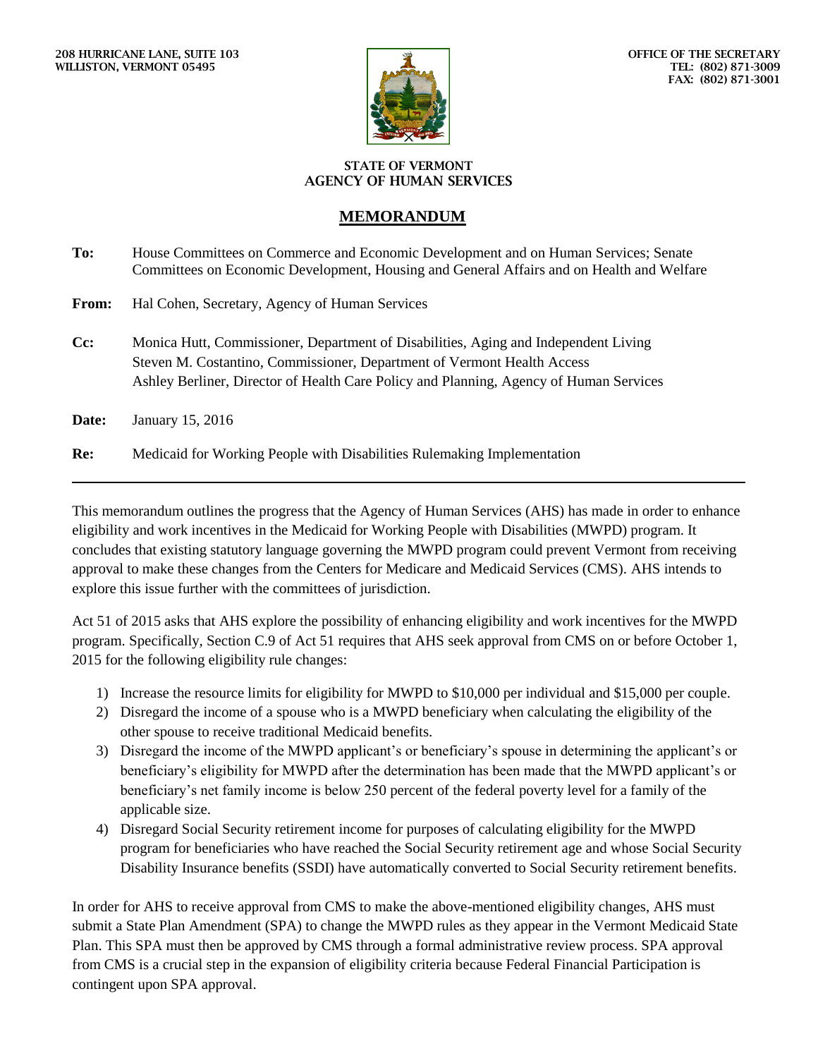208 HURRICANE LANE, SUITE 103
WILLISTON, VERMONT 05495

OFFICE OF THE SECRETARY
TEL: (802) 871-3009
FAX: (802) 871-3001

STATE OF VERMONT
AGENCY OF HUMAN SERVICES

## MEMORANDUM

**To:** House Committees on Commerce and Economic Development and on Human Services; Senate Committees on Economic Development, Housing and General Affairs and on Health and Welfare

**From:** Hal Cohen, Secretary, Agency of Human Services

**Cc:** Monica Hutt, Commissioner, Department of Disabilities, Aging and Independent Living
Steven M. Costantino, Commissioner, Department of Vermont Health Access
Ashley Berliner, Director of Health Care Policy and Planning, Agency of Human Services

**Date:** January 15, 2016

**Re:** Medicaid for Working People with Disabilities Rulemaking Implementation

---

This memorandum outlines the progress that the Agency of Human Services (AHS) has made in order to enhance eligibility and work incentives in the Medicaid for Working People with Disabilities (MWPD) program. It concludes that existing statutory language governing the MWPD program could prevent Vermont from receiving approval to make these changes from the Centers for Medicare and Medicaid Services (CMS). AHS intends to explore this issue further with the committees of jurisdiction.

Act 51 of 2015 asks that AHS explore the possibility of enhancing eligibility and work incentives for the MWPD program. Specifically, Section C.9 of Act 51 requires that AHS seek approval from CMS on or before October 1, 2015 for the following eligibility rule changes:

1) Increase the resource limits for eligibility for MWPD to $10,000 per individual and $15,000 per couple.
2) Disregard the income of a spouse who is a MWPD beneficiary when calculating the eligibility of the other spouse to receive traditional Medicaid benefits.
3) Disregard the income of the MWPD applicant's or beneficiary's spouse in determining the applicant's or beneficiary's eligibility for MWPD after the determination has been made that the MWPD applicant's or beneficiary's net family income is below 250 percent of the federal poverty level for a family of the applicable size.
4) Disregard Social Security retirement income for purposes of calculating eligibility for the MWPD program for beneficiaries who have reached the Social Security retirement age and whose Social Security Disability Insurance benefits (SSDI) have automatically converted to Social Security retirement benefits.

In order for AHS to receive approval from CMS to make the above-mentioned eligibility changes, AHS must submit a State Plan Amendment (SPA) to change the MWPD rules as they appear in the Vermont Medicaid State Plan. This SPA must then be approved by CMS through a formal administrative review process. SPA approval from CMS is a crucial step in the expansion of eligibility criteria because Federal Financial Participation is contingent upon SPA approval.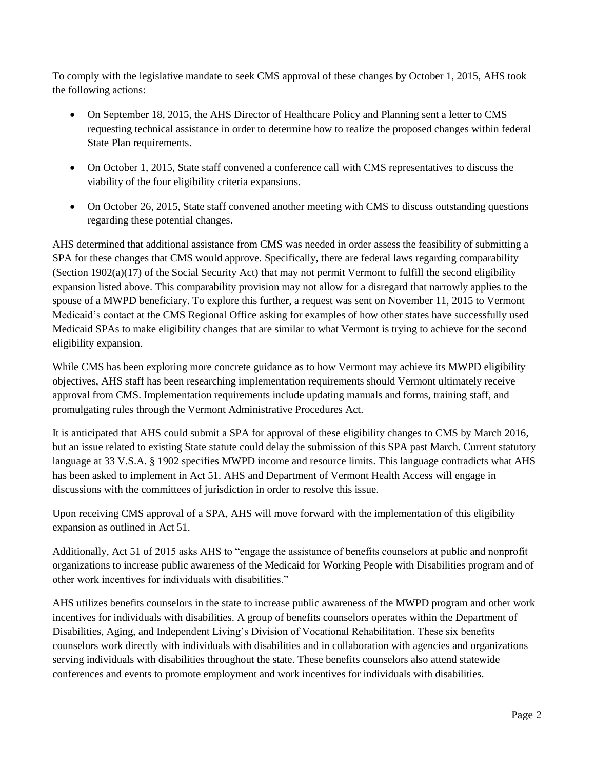To comply with the legislative mandate to seek CMS approval of these changes by October 1, 2015, AHS took the following actions:

- On September 18, 2015, the AHS Director of Healthcare Policy and Planning sent a letter to CMS requesting technical assistance in order to determine how to realize the proposed changes within federal State Plan requirements.
- On October 1, 2015, State staff convened a conference call with CMS representatives to discuss the viability of the four eligibility criteria expansions.
- On October 26, 2015, State staff convened another meeting with CMS to discuss outstanding questions regarding these potential changes.

AHS determined that additional assistance from CMS was needed in order assess the feasibility of submitting a SPA for these changes that CMS would approve. Specifically, there are federal laws regarding comparability (Section 1902(a)(17) of the Social Security Act) that may not permit Vermont to fulfill the second eligibility expansion listed above. This comparability provision may not allow for a disregard that narrowly applies to the spouse of a MWPD beneficiary. To explore this further, a request was sent on November 11, 2015 to Vermont Medicaid's contact at the CMS Regional Office asking for examples of how other states have successfully used Medicaid SPAs to make eligibility changes that are similar to what Vermont is trying to achieve for the second eligibility expansion.

While CMS has been exploring more concrete guidance as to how Vermont may achieve its MWPD eligibility objectives, AHS staff has been researching implementation requirements should Vermont ultimately receive approval from CMS. Implementation requirements include updating manuals and forms, training staff, and promulgating rules through the Vermont Administrative Procedures Act.

It is anticipated that AHS could submit a SPA for approval of these eligibility changes to CMS by March 2016, but an issue related to existing State statute could delay the submission of this SPA past March. Current statutory language at 33 V.S.A. § 1902 specifies MWPD income and resource limits. This language contradicts what AHS has been asked to implement in Act 51. AHS and Department of Vermont Health Access will engage in discussions with the committees of jurisdiction in order to resolve this issue.

Upon receiving CMS approval of a SPA, AHS will move forward with the implementation of this eligibility expansion as outlined in Act 51.

Additionally, Act 51 of 2015 asks AHS to "engage the assistance of benefits counselors at public and nonprofit organizations to increase public awareness of the Medicaid for Working People with Disabilities program and of other work incentives for individuals with disabilities."

AHS utilizes benefits counselors in the state to increase public awareness of the MWPD program and other work incentives for individuals with disabilities. A group of benefits counselors operates within the Department of Disabilities, Aging, and Independent Living's Division of Vocational Rehabilitation. These six benefits counselors work directly with individuals with disabilities and in collaboration with agencies and organizations serving individuals with disabilities throughout the state. These benefits counselors also attend statewide conferences and events to promote employment and work incentives for individuals with disabilities.